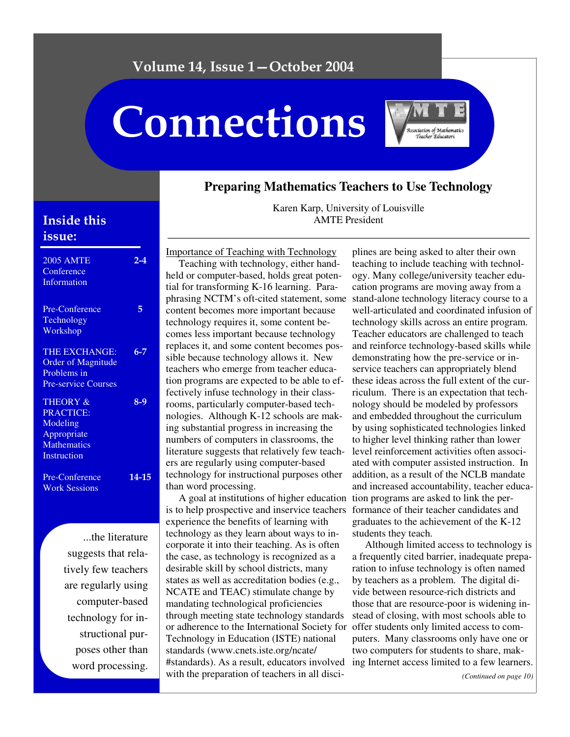Volume 14, Issue 1—October 2004

# Connections

Association of Mathematics Teacher Educators

## Inside this issue:

| | |
|---|---|
| 2005 AMTE Conference Information | 2-4 |
| Pre-Conference Technology Workshop | 5 |
| THE EXCHANGE: Order of Magnitude Problems in Pre-service Courses | 6-7 |
| THEORY & PRACTICE: Modeling Appropriate Mathematics Instruction | 8-9 |
| Pre-Conference Work Sessions | 14-15 |

> ...the literature suggests that relatively few teachers are regularly using computer-based technology for instructional purposes other than word processing.

## Preparing Mathematics Teachers to Use Technology

Karen Karp, University of Louisville
AMTE President

### Importance of Teaching with Technology

Teaching with technology, either handheld or computer-based, holds great potential for transforming K-16 learning. Paraphrasing NCTM's oft-cited statement, some content becomes more important because technology requires it, some content becomes less important because technology replaces it, and some content becomes possible because technology allows it. New teachers who emerge from teacher education programs are expected to be able to effectively infuse technology in their classrooms, particularly computer-based technologies. Although K-12 schools are making substantial progress in increasing the numbers of computers in classrooms, the literature suggests that relatively few teachers are regularly using computer-based technology for instructional purposes other than word processing.

A goal at institutions of higher education is to help prospective and inservice teachers experience the benefits of learning with technology as they learn about ways to incorporate it into their teaching. As is often the case, as technology is recognized as a desirable skill by school districts, many states as well as accreditation bodies (e.g., NCATE and TEAC) stimulate change by mandating technological proficiencies through meeting state technology standards or adherence to the International Society for Technology in Education (ISTE) national standards (www.cnets.iste.org/ncate/#standards). As a result, educators involved with the preparation of teachers in all disciplines are being asked to alter their own teaching to include teaching with technology. Many college/university teacher education programs are moving away from a stand-alone technology literacy course to a well-articulated and coordinated infusion of technology skills across an entire program. Teacher educators are challenged to teach and reinforce technology-based skills while demonstrating how the pre-service or inservice teachers can appropriately blend these ideas across the full extent of the curriculum. There is an expectation that technology should be modeled by professors and embedded throughout the curriculum by using sophisticated technologies linked to higher level thinking rather than lower level reinforcement activities often associated with computer assisted instruction. In addition, as a result of the NCLB mandate and increased accountability, teacher education programs are asked to link the performance of their teacher candidates and graduates to the achievement of the K-12 students they teach.

Although limited access to technology is a frequently cited barrier, inadequate preparation to infuse technology is often named by teachers as a problem. The digital divide between resource-rich districts and those that are resource-poor is widening instead of closing, with most schools able to offer students only limited access to computers. Many classrooms only have one or two computers for students to share, making Internet access limited to a few learners.

*(Continued on page 10)*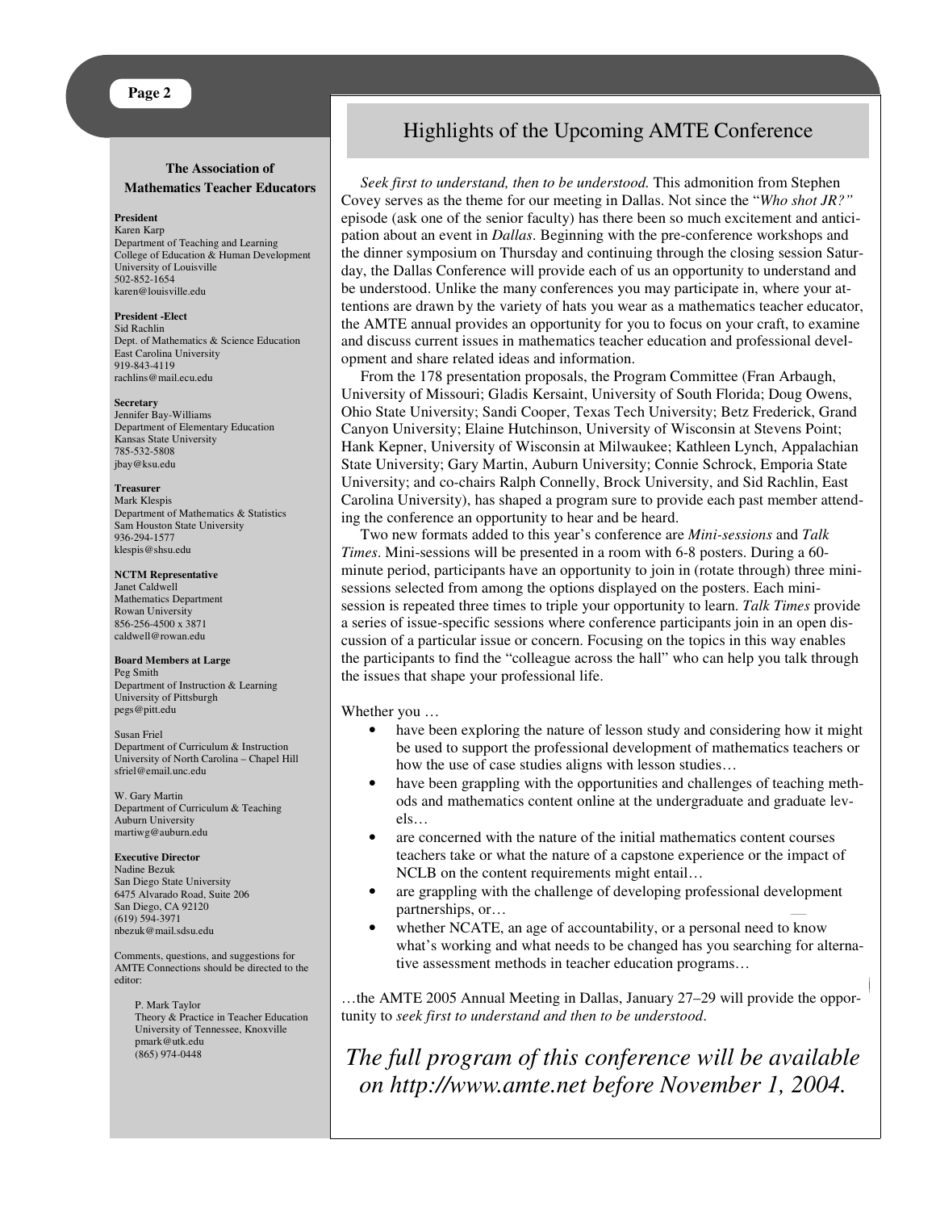**The Association of Mathematics Teacher Educators**

**President**
Karen Karp
Department of Teaching and Learning
College of Education & Human Development
University of Louisville
502-852-1654
karen@louisville.edu

**President -Elect**
Sid Rachlin
Dept. of Mathematics & Science Education
East Carolina University
919-843-4119
rachlins@mail.ecu.edu

**Secretary**
Jennifer Bay-Williams
Department of Elementary Education
Kansas State University
785-532-5808
jbay@ksu.edu

**Treasurer**
Mark Klespis
Department of Mathematics & Statistics
Sam Houston State University
936-294-1577
klespis@shsu.edu

**NCTM Representative**
Janet Caldwell
Mathematics Department
Rowan University
856-256-4500 x 3871
caldwell@rowan.edu

**Board Members at Large**
Peg Smith
Department of Instruction & Learning
University of Pittsburgh
pegs@pitt.edu

Susan Friel
Department of Curriculum & Instruction
University of North Carolina – Chapel Hill
sfriel@email.unc.edu

W. Gary Martin
Department of Curriculum & Teaching
Auburn University
martiwg@auburn.edu

**Executive Director**
Nadine Bezuk
San Diego State University
6475 Alvarado Road, Suite 206
San Diego, CA 92120
(619) 594-3971
nbezuk@mail.sdsu.edu

Comments, questions, and suggestions for AMTE Connections should be directed to the editor:

P. Mark Taylor
Theory & Practice in Teacher Education
University of Tennessee, Knoxville
pmark@utk.edu
(865) 974-0448

## Highlights of the Upcoming AMTE Conference

*Seek first to understand, then to be understood.* This admonition from Stephen Covey serves as the theme for our meeting in Dallas. Not since the "*Who shot JR?*" episode (ask one of the senior faculty) has there been so much excitement and anticipation about an event in *Dallas*. Beginning with the pre-conference workshops and the dinner symposium on Thursday and continuing through the closing session Saturday, the Dallas Conference will provide each of us an opportunity to understand and be understood. Unlike the many conferences you may participate in, where your attentions are drawn by the variety of hats you wear as a mathematics teacher educator, the AMTE annual provides an opportunity for you to focus on your craft, to examine and discuss current issues in mathematics teacher education and professional development and share related ideas and information.

From the 178 presentation proposals, the Program Committee (Fran Arbaugh, University of Missouri; Gladis Kersaint, University of South Florida; Doug Owens, Ohio State University; Sandi Cooper, Texas Tech University; Betz Frederick, Grand Canyon University; Elaine Hutchinson, University of Wisconsin at Stevens Point; Hank Kepner, University of Wisconsin at Milwaukee; Kathleen Lynch, Appalachian State University; Gary Martin, Auburn University; Connie Schrock, Emporia State University; and co-chairs Ralph Connelly, Brock University, and Sid Rachlin, East Carolina University), has shaped a program sure to provide each past member attending the conference an opportunity to hear and be heard.

Two new formats added to this year's conference are *Mini-sessions* and *Talk Times*. Mini-sessions will be presented in a room with 6-8 posters. During a 60-minute period, participants have an opportunity to join in (rotate through) three mini-sessions selected from among the options displayed on the posters. Each mini-session is repeated three times to triple your opportunity to learn. *Talk Times* provide a series of issue-specific sessions where conference participants join in an open discussion of a particular issue or concern. Focusing on the topics in this way enables the participants to find the "colleague across the hall" who can help you talk through the issues that shape your professional life.

Whether you …

- have been exploring the nature of lesson study and considering how it might be used to support the professional development of mathematics teachers or how the use of case studies aligns with lesson studies…
- have been grappling with the opportunities and challenges of teaching methods and mathematics content online at the undergraduate and graduate levels…
- are concerned with the nature of the initial mathematics content courses teachers take or what the nature of a capstone experience or the impact of NCLB on the content requirements might entail…
- are grappling with the challenge of developing professional development partnerships, or…
- whether NCATE, an age of accountability, or a personal need to know what's working and what needs to be changed has you searching for alternative assessment methods in teacher education programs…

…the AMTE 2005 Annual Meeting in Dallas, January 27–29 will provide the opportunity to *seek first to understand and then to be understood*.

*The full program of this conference will be available on http://www.amte.net before November 1, 2004.*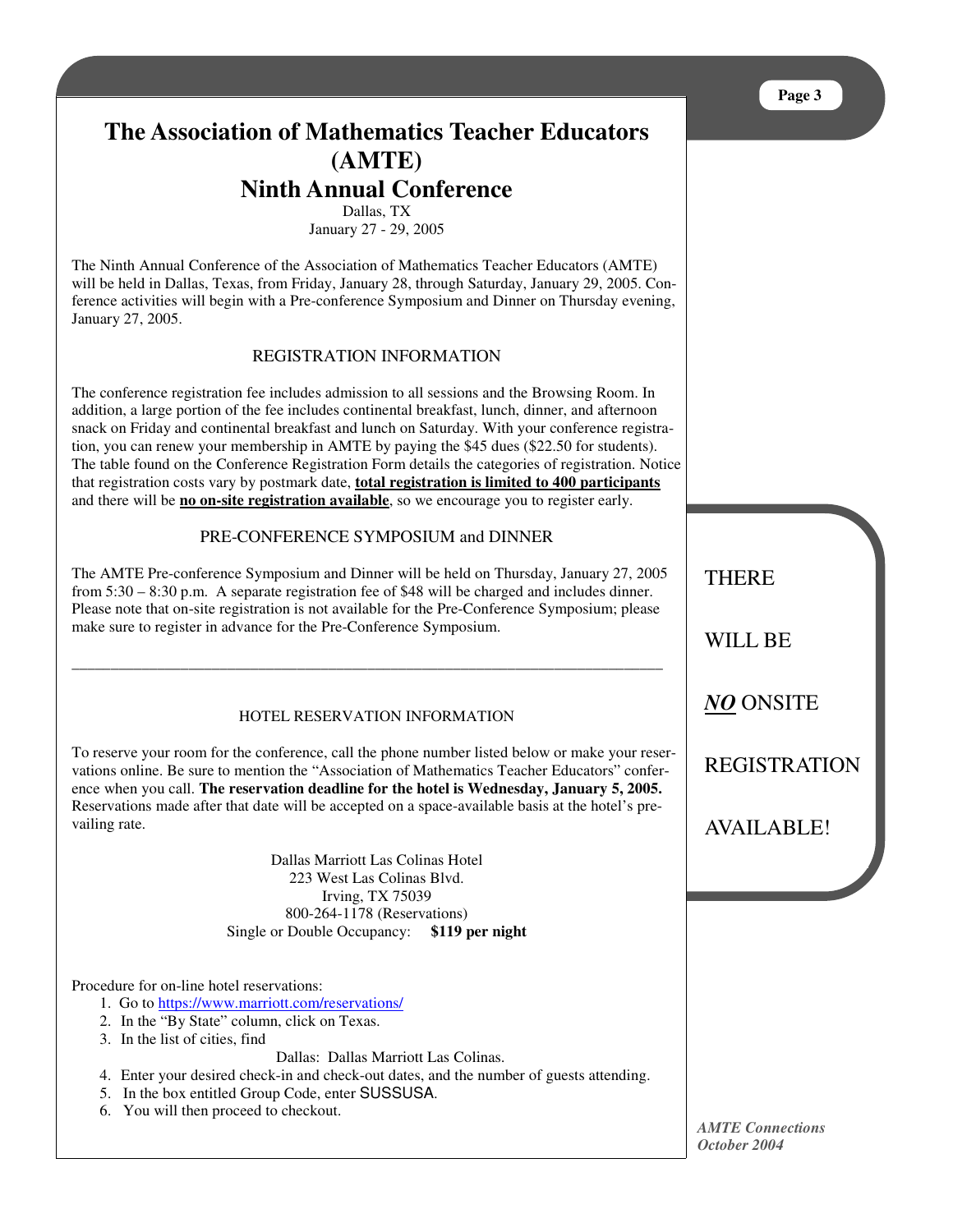# The Association of Mathematics Teacher Educators (AMTE)
# Ninth Annual Conference

Dallas, TX
January 27 - 29, 2005

The Ninth Annual Conference of the Association of Mathematics Teacher Educators (AMTE) will be held in Dallas, Texas, from Friday, January 28, through Saturday, January 29, 2005. Conference activities will begin with a Pre-conference Symposium and Dinner on Thursday evening, January 27, 2005.

## REGISTRATION INFORMATION

The conference registration fee includes admission to all sessions and the Browsing Room. In addition, a large portion of the fee includes continental breakfast, lunch, dinner, and afternoon snack on Friday and continental breakfast and lunch on Saturday. With your conference registration, you can renew your membership in AMTE by paying the $45 dues ($22.50 for students). The table found on the Conference Registration Form details the categories of registration. Notice that registration costs vary by postmark date, **total registration is limited to 400 participants** and there will be **no on-site registration available**, so we encourage you to register early.

## PRE-CONFERENCE SYMPOSIUM and DINNER

The AMTE Pre-conference Symposium and Dinner will be held on Thursday, January 27, 2005 from 5:30 – 8:30 p.m. A separate registration fee of $48 will be charged and includes dinner. Please note that on-site registration is not available for the Pre-Conference Symposium; please make sure to register in advance for the Pre-Conference Symposium.

---

THERE WILL BE ***NO*** ONSITE REGISTRATION AVAILABLE!

## HOTEL RESERVATION INFORMATION

To reserve your room for the conference, call the phone number listed below or make your reservations online. Be sure to mention the "Association of Mathematics Teacher Educators" conference when you call. **The reservation deadline for the hotel is Wednesday, January 5, 2005.** Reservations made after that date will be accepted on a space-available basis at the hotel's prevailing rate.

Dallas Marriott Las Colinas Hotel
223 West Las Colinas Blvd.
Irving, TX 75039
800-264-1178 (Reservations)
Single or Double Occupancy: **$119 per night**

Procedure for on-line hotel reservations:

1. Go to https://www.marriott.com/reservations/
2. In the "By State" column, click on Texas.
3. In the list of cities, find
   Dallas: Dallas Marriott Las Colinas.
4. Enter your desired check-in and check-out dates, and the number of guests attending.
5. In the box entitled Group Code, enter SUSSUSA.
6. You will then proceed to checkout.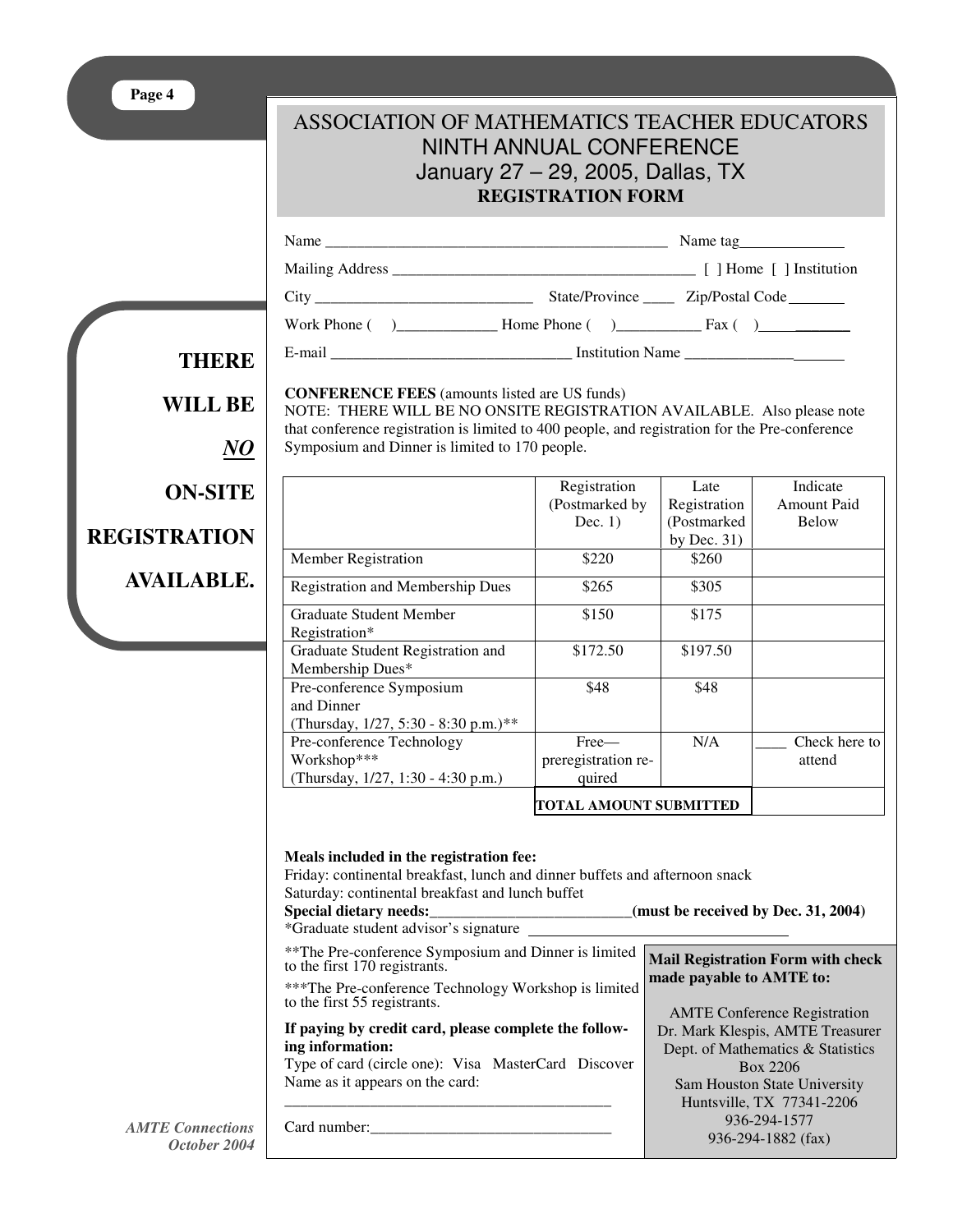# ASSOCIATION OF MATHEMATICS TEACHER EDUCATORS
## NINTH ANNUAL CONFERENCE
## January 27 – 29, 2005, Dallas, TX
### REGISTRATION FORM

**THERE WILL BE *NO* ON-SITE REGISTRATION AVAILABLE.**

Name _____________________________________________ Name tag_____________

Mailing Address _______________________________________ [ ] Home [ ] Institution

City ____________________________ State/Province ____ Zip/Postal Code _______

Work Phone ( )_____________ Home Phone ( )___________ Fax ( )____________

E-mail _______________________________ Institution Name ____________________

**CONFERENCE FEES** (amounts listed are US funds)
NOTE: THERE WILL BE NO ONSITE REGISTRATION AVAILABLE. Also please note that conference registration is limited to 400 people, and registration for the Pre-conference Symposium and Dinner is limited to 170 people.

| | Registration (Postmarked by Dec. 1) | Late Registration (Postmarked by Dec. 31) | Indicate Amount Paid Below |
|---|---|---|---|
| Member Registration | $220 | $260 | |
| Registration and Membership Dues | $265 | $305 | |
| Graduate Student Member Registration* | $150 | $175 | |
| Graduate Student Registration and Membership Dues* | $172.50 | $197.50 | |
| Pre-conference Symposium and Dinner (Thursday, 1/27, 5:30 - 8:30 p.m.)** | $48 | $48 | |
| Pre-conference Technology Workshop*** (Thursday, 1/27, 1:30 - 4:30 p.m.) | Free—preregistration required | N/A | ____ Check here to attend |
| | **TOTAL AMOUNT SUBMITTED** | | |

**Meals included in the registration fee:**
Friday: continental breakfast, lunch and dinner buffets and afternoon snack
Saturday: continental breakfast and lunch buffet
**Special dietary needs:**__________________________**(must be received by Dec. 31, 2004)**
*Graduate student advisor's signature ________________________________

**The Pre-conference Symposium and Dinner is limited to the first 170 registrants.

***The Pre-conference Technology Workshop is limited to the first 55 registrants.

**If paying by credit card, please complete the following information:**
Type of card (circle one): Visa MasterCard Discover
Name as it appears on the card:

___________________________________________

Card number:_______________________________

**Mail Registration Form with check made payable to AMTE to:**

AMTE Conference Registration
Dr. Mark Klespis, AMTE Treasurer
Dept. of Mathematics & Statistics
Box 2206
Sam Houston State University
Huntsville, TX 77341-2206
936-294-1577
936-294-1882 (fax)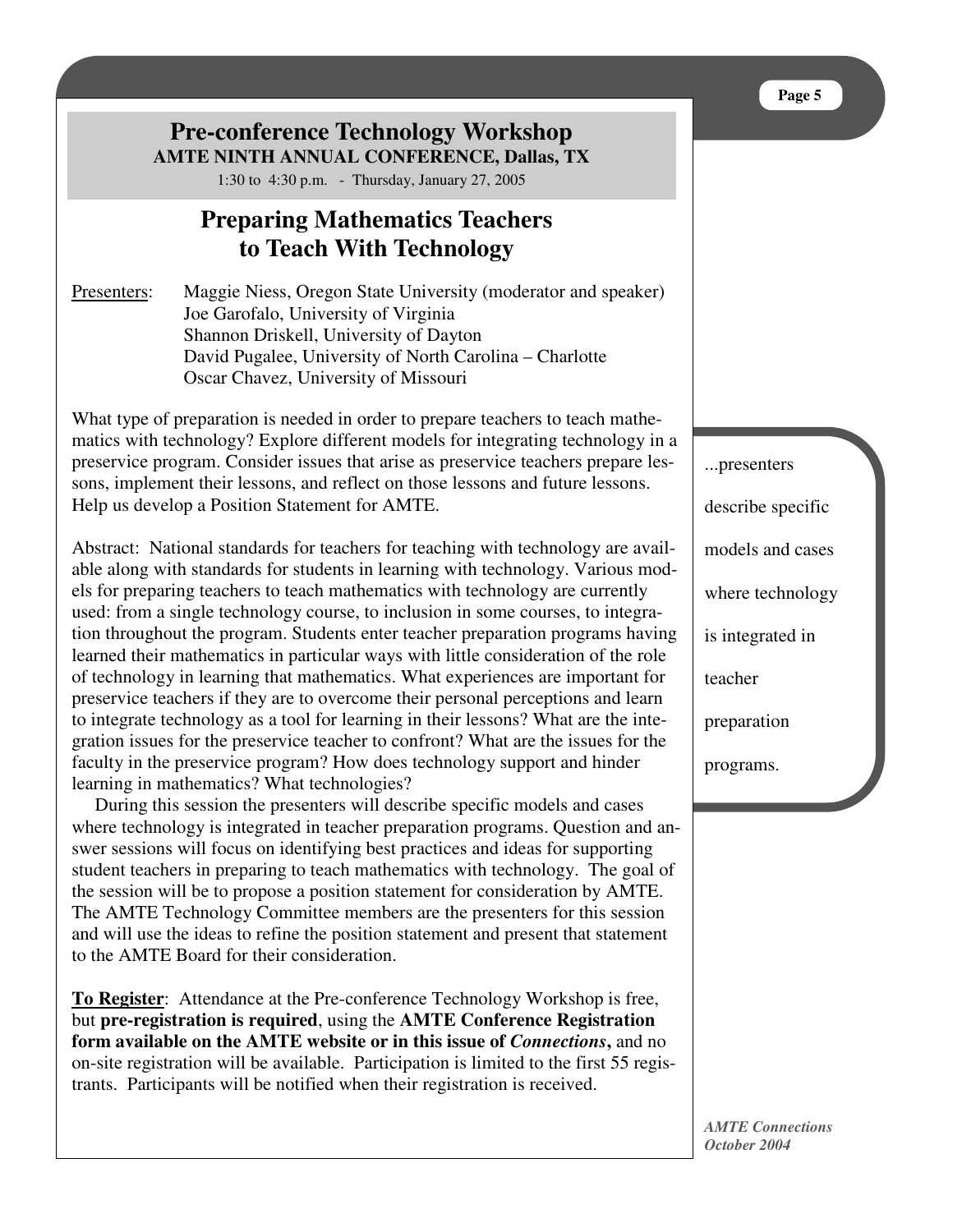# Pre-conference Technology Workshop

**AMTE NINTH ANNUAL CONFERENCE, Dallas, TX**

1:30 to 4:30 p.m. - Thursday, January 27, 2005

## Preparing Mathematics Teachers to Teach With Technology

Presenters: Maggie Niess, Oregon State University (moderator and speaker)
Joe Garofalo, University of Virginia
Shannon Driskell, University of Dayton
David Pugalee, University of North Carolina – Charlotte
Oscar Chavez, University of Missouri

What type of preparation is needed in order to prepare teachers to teach mathematics with technology? Explore different models for integrating technology in a preservice program. Consider issues that arise as preservice teachers prepare lessons, implement their lessons, and reflect on those lessons and future lessons. Help us develop a Position Statement for AMTE.

Abstract: National standards for teachers for teaching with technology are available along with standards for students in learning with technology. Various models for preparing teachers to teach mathematics with technology are currently used: from a single technology course, to inclusion in some courses, to integration throughout the program. Students enter teacher preparation programs having learned their mathematics in particular ways with little consideration of the role of technology in learning that mathematics. What experiences are important for preservice teachers if they are to overcome their personal perceptions and learn to integrate technology as a tool for learning in their lessons? What are the integration issues for the preservice teacher to confront? What are the issues for the faculty in the preservice program? How does technology support and hinder learning in mathematics? What technologies?

During this session the presenters will describe specific models and cases where technology is integrated in teacher preparation programs. Question and answer sessions will focus on identifying best practices and ideas for supporting student teachers in preparing to teach mathematics with technology. The goal of the session will be to propose a position statement for consideration by AMTE. The AMTE Technology Committee members are the presenters for this session and will use the ideas to refine the position statement and present that statement to the AMTE Board for their consideration.

...presenters describe specific models and cases where technology is integrated in teacher preparation programs.

**To Register**: Attendance at the Pre-conference Technology Workshop is free, but **pre-registration is required**, using the **AMTE Conference Registration form available on the AMTE website or in this issue of *Connections*,** and no on-site registration will be available. Participation is limited to the first 55 registrants. Participants will be notified when their registration is received.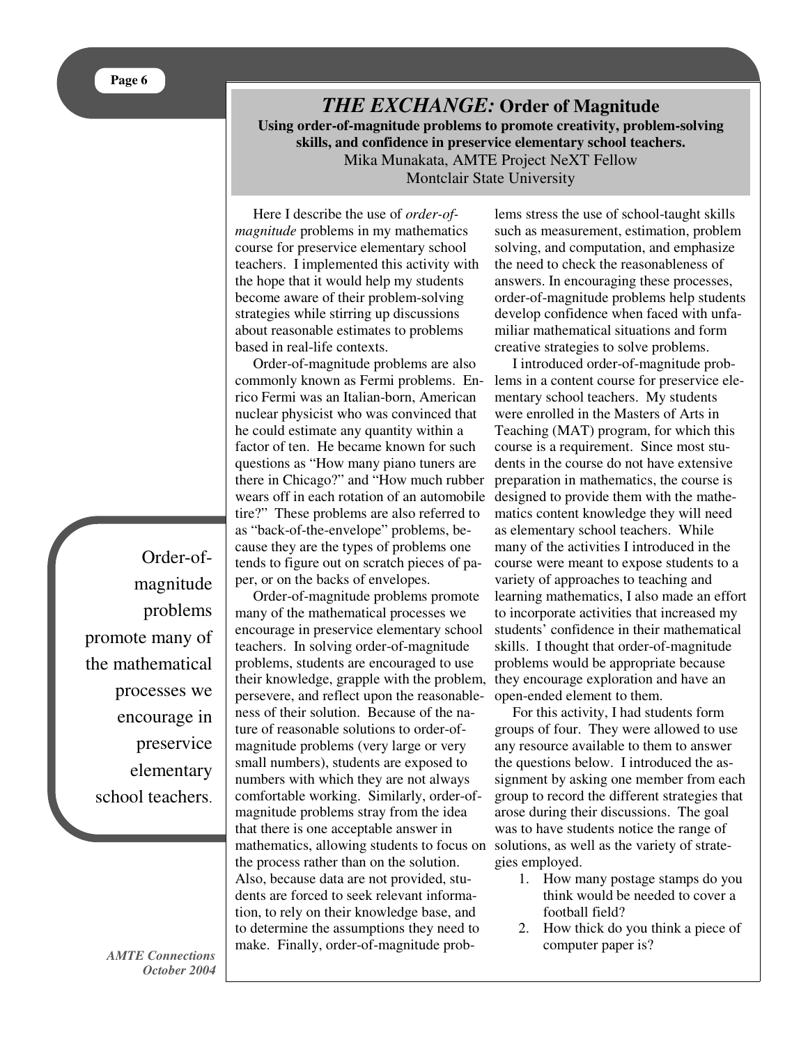# *THE EXCHANGE:* Order of Magnitude

**Using order-of-magnitude problems to promote creativity, problem-solving skills, and confidence in preservice elementary school teachers.**

Mika Munakata, AMTE Project NeXT Fellow
Montclair State University

Here I describe the use of *order-of-magnitude* problems in my mathematics course for preservice elementary school teachers. I implemented this activity with the hope that it would help my students become aware of their problem-solving strategies while stirring up discussions about reasonable estimates to problems based in real-life contexts.

Order-of-magnitude problems are also commonly known as Fermi problems. Enrico Fermi was an Italian-born, American nuclear physicist who was convinced that he could estimate any quantity within a factor of ten. He became known for such questions as "How many piano tuners are there in Chicago?" and "How much rubber wears off in each rotation of an automobile tire?" These problems are also referred to as "back-of-the-envelope" problems, because they are the types of problems one tends to figure out on scratch pieces of paper, or on the backs of envelopes.

Order-of-magnitude problems promote many of the mathematical processes we encourage in preservice elementary school teachers. In solving order-of-magnitude problems, students are encouraged to use their knowledge, grapple with the problem, persevere, and reflect upon the reasonableness of their solution. Because of the nature of reasonable solutions to order-of-magnitude problems (very large or very small numbers), students are exposed to numbers with which they are not always comfortable working. Similarly, order-of-magnitude problems stray from the idea that there is one acceptable answer in mathematics, allowing students to focus on the process rather than on the solution. Also, because data are not provided, students are forced to seek relevant information, to rely on their knowledge base, and to determine the assumptions they need to make. Finally, order-of-magnitude problems stress the use of school-taught skills such as measurement, estimation, problem solving, and computation, and emphasize the need to check the reasonableness of answers. In encouraging these processes, order-of-magnitude problems help students develop confidence when faced with unfamiliar mathematical situations and form creative strategies to solve problems.

> Order-of-magnitude problems promote many of the mathematical processes we encourage in preservice elementary school teachers.

I introduced order-of-magnitude problems in a content course for preservice elementary school teachers. My students were enrolled in the Masters of Arts in Teaching (MAT) program, for which this course is a requirement. Since most students in the course do not have extensive preparation in mathematics, the course is designed to provide them with the mathematics content knowledge they will need as elementary school teachers. While many of the activities I introduced in the course were meant to expose students to a variety of approaches to teaching and learning mathematics, I also made an effort to incorporate activities that increased my students' confidence in their mathematical skills. I thought that order-of-magnitude problems would be appropriate because they encourage exploration and have an open-ended element to them.

For this activity, I had students form groups of four. They were allowed to use any resource available to them to answer the questions below. I introduced the assignment by asking one member from each group to record the different strategies that arose during their discussions. The goal was to have students notice the range of solutions, as well as the variety of strategies employed.

1. How many postage stamps do you think would be needed to cover a football field?
2. How thick do you think a piece of computer paper is?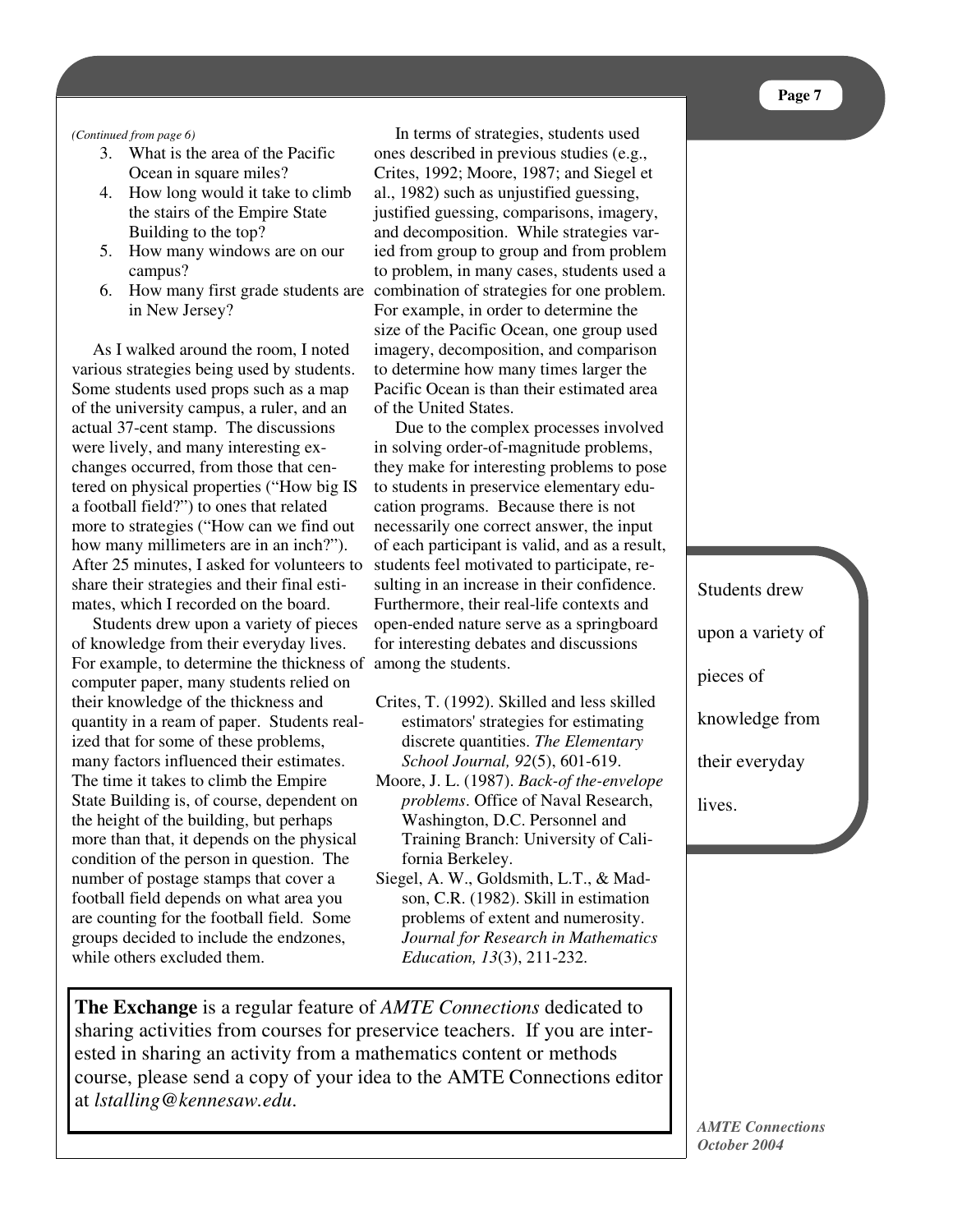*(Continued from page 6)*

3. What is the area of the Pacific Ocean in square miles?
4. How long would it take to climb the stairs of the Empire State Building to the top?
5. How many windows are on our campus?
6. How many first grade students are in New Jersey?

As I walked around the room, I noted various strategies being used by students. Some students used props such as a map of the university campus, a ruler, and an actual 37-cent stamp. The discussions were lively, and many interesting exchanges occurred, from those that centered on physical properties ("How big IS a football field?") to ones that related more to strategies ("How can we find out how many millimeters are in an inch?"). After 25 minutes, I asked for volunteers to share their strategies and their final estimates, which I recorded on the board.

Students drew upon a variety of pieces of knowledge from their everyday lives. For example, to determine the thickness of computer paper, many students relied on their knowledge of the thickness and quantity in a ream of paper. Students realized that for some of these problems, many factors influenced their estimates. The time it takes to climb the Empire State Building is, of course, dependent on the height of the building, but perhaps more than that, it depends on the physical condition of the person in question. The number of postage stamps that cover a football field depends on what area you are counting for the football field. Some groups decided to include the endzones, while others excluded them.

In terms of strategies, students used ones described in previous studies (e.g., Crites, 1992; Moore, 1987; and Siegel et al., 1982) such as unjustified guessing, justified guessing, comparisons, imagery, and decomposition. While strategies varied from group to group and from problem to problem, in many cases, students used a combination of strategies for one problem. For example, in order to determine the size of the Pacific Ocean, one group used imagery, decomposition, and comparison to determine how many times larger the Pacific Ocean is than their estimated area of the United States.

Due to the complex processes involved in solving order-of-magnitude problems, they make for interesting problems to pose to students in preservice elementary education programs. Because there is not necessarily one correct answer, the input of each participant is valid, and as a result, students feel motivated to participate, resulting in an increase in their confidence. Furthermore, their real-life contexts and open-ended nature serve as a springboard for interesting debates and discussions among the students.

Crites, T. (1992). Skilled and less skilled estimators' strategies for estimating discrete quantities. *The Elementary School Journal, 92*(5), 601-619.

Moore, J. L. (1987). *Back-of the-envelope problems*. Office of Naval Research, Washington, D.C. Personnel and Training Branch: University of California Berkeley.

Siegel, A. W., Goldsmith, L.T., & Madson, C.R. (1982). Skill in estimation problems of extent and numerosity. *Journal for Research in Mathematics Education, 13*(3), 211-232.

> Students drew upon a variety of pieces of knowledge from their everyday lives.

**The Exchange** is a regular feature of *AMTE Connections* dedicated to sharing activities from courses for preservice teachers. If you are interested in sharing an activity from a mathematics content or methods course, please send a copy of your idea to the AMTE Connections editor at *lstalling@kennesaw.edu*.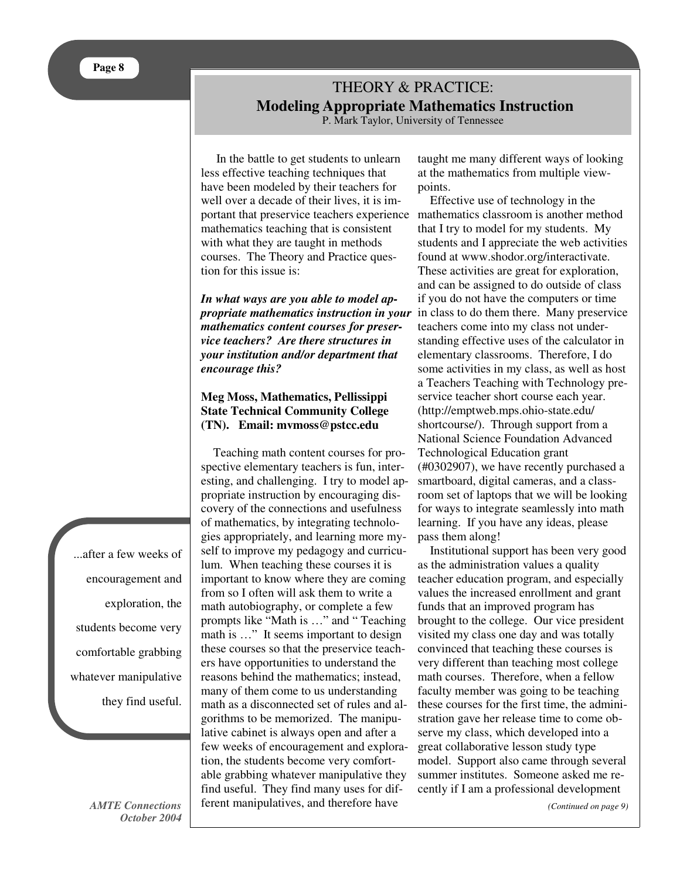# THEORY & PRACTICE:
## Modeling Appropriate Mathematics Instruction

P. Mark Taylor, University of Tennessee

In the battle to get students to unlearn less effective teaching techniques that have been modeled by their teachers for well over a decade of their lives, it is important that preservice teachers experience mathematics teaching that is consistent with what they are taught in methods courses. The Theory and Practice question for this issue is:

***In what ways are you able to model appropriate mathematics instruction in your mathematics content courses for preservice teachers? Are there structures in your institution and/or department that encourage this?***

**Meg Moss, Mathematics, Pellissippi State Technical Community College (TN). Email: mvmoss@pstcc.edu**

Teaching math content courses for prospective elementary teachers is fun, interesting, and challenging. I try to model appropriate instruction by encouraging discovery of the connections and usefulness of mathematics, by integrating technologies appropriately, and learning more myself to improve my pedagogy and curriculum. When teaching these courses it is important to know where they are coming from so I often will ask them to write a math autobiography, or complete a few prompts like "Math is …" and " Teaching math is …" It seems important to design these courses so that the preservice teachers have opportunities to understand the reasons behind the mathematics; instead, many of them come to us understanding math as a disconnected set of rules and algorithms to be memorized. The manipulative cabinet is always open and after a few weeks of encouragement and exploration, the students become very comfortable grabbing whatever manipulative they find useful. They find many uses for different manipulatives, and therefore have taught me many different ways of looking at the mathematics from multiple viewpoints.

> ...after a few weeks of encouragement and exploration, the students become very comfortable grabbing whatever manipulative they find useful.

Effective use of technology in the mathematics classroom is another method that I try to model for my students. My students and I appreciate the web activities found at www.shodor.org/interactivate. These activities are great for exploration, and can be assigned to do outside of class if you do not have the computers or time in class to do them there. Many preservice teachers come into my class not understanding effective uses of the calculator in elementary classrooms. Therefore, I do some activities in my class, as well as host a Teachers Teaching with Technology preservice teacher short course each year. (http://emptweb.mps.ohio-state.edu/shortcourse/). Through support from a National Science Foundation Advanced Technological Education grant (#0302907), we have recently purchased a smartboard, digital cameras, and a classroom set of laptops that we will be looking for ways to integrate seamlessly into math learning. If you have any ideas, please pass them along!

Institutional support has been very good as the administration values a quality teacher education program, and especially values the increased enrollment and grant funds that an improved program has brought to the college. Our vice president visited my class one day and was totally convinced that teaching these courses is very different than teaching most college math courses. Therefore, when a fellow faculty member was going to be teaching these courses for the first time, the administration gave her release time to come observe my class, which developed into a great collaborative lesson study type model. Support also came through several summer institutes. Someone asked me recently if I am a professional development

*(Continued on page 9)*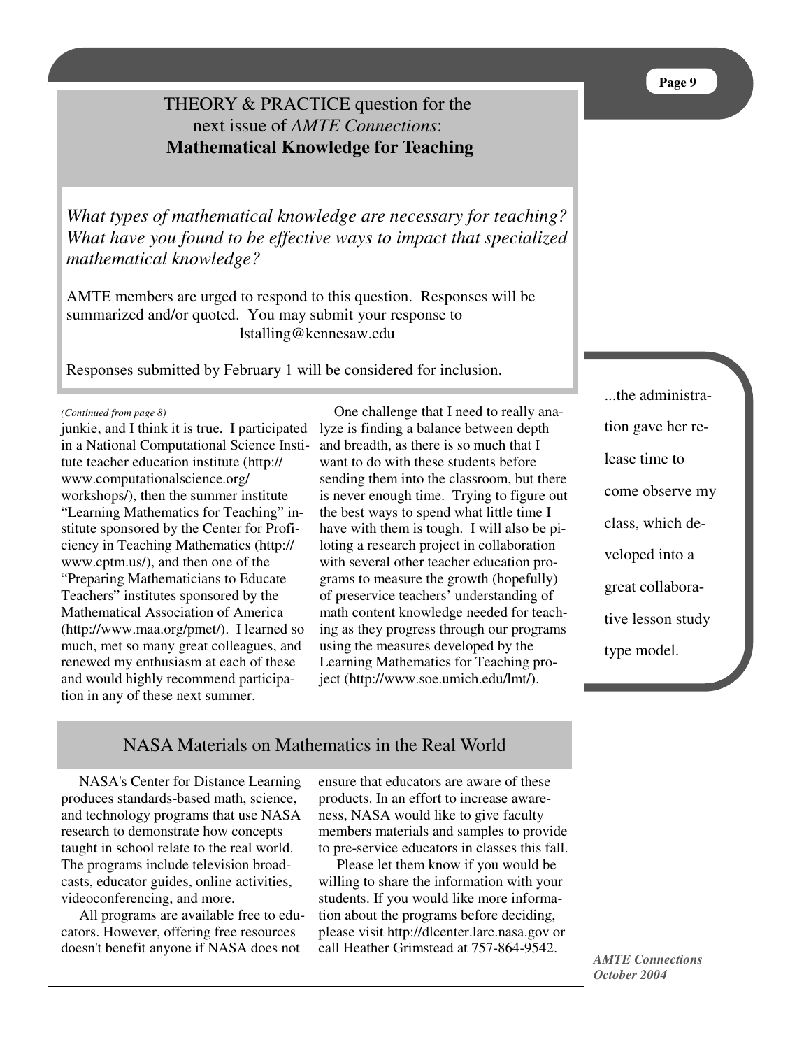## THEORY & PRACTICE question for the next issue of *AMTE Connections*: **Mathematical Knowledge for Teaching**

*What types of mathematical knowledge are necessary for teaching? What have you found to be effective ways to impact that specialized mathematical knowledge?*

AMTE members are urged to respond to this question. Responses will be summarized and/or quoted. You may submit your response to lstalling@kennesaw.edu

Responses submitted by February 1 will be considered for inclusion.

*(Continued from page 8)*

junkie, and I think it is true. I participated in a National Computational Science Institute teacher education institute (http://www.computationalscience.org/workshops/), then the summer institute "Learning Mathematics for Teaching" institute sponsored by the Center for Proficiency in Teaching Mathematics (http://www.cptm.us/), and then one of the "Preparing Mathematicians to Educate Teachers" institutes sponsored by the Mathematical Association of America (http://www.maa.org/pmet/). I learned so much, met so many great colleagues, and renewed my enthusiasm at each of these and would highly recommend participation in any of these next summer.

One challenge that I need to really analyze is finding a balance between depth and breadth, as there is so much that I want to do with these students before sending them into the classroom, but there is never enough time. Trying to figure out the best ways to spend what little time I have with them is tough. I will also be piloting a research project in collaboration with several other teacher education programs to measure the growth (hopefully) of preservice teachers' understanding of math content knowledge needed for teaching as they progress through our programs using the measures developed by the Learning Mathematics for Teaching project (http://www.soe.umich.edu/lmt/).

> ...the administration gave her release time to come observe my class, which developed into a great collaborative lesson study type model.

## NASA Materials on Mathematics in the Real World

NASA's Center for Distance Learning produces standards-based math, science, and technology programs that use NASA research to demonstrate how concepts taught in school relate to the real world. The programs include television broadcasts, educator guides, online activities, videoconferencing, and more.

All programs are available free to educators. However, offering free resources doesn't benefit anyone if NASA does not ensure that educators are aware of these products. In an effort to increase awareness, NASA would like to give faculty members materials and samples to provide to pre-service educators in classes this fall.

Please let them know if you would be willing to share the information with your students. If you would like more information about the programs before deciding, please visit http://dlcenter.larc.nasa.gov or call Heather Grimstead at 757-864-9542.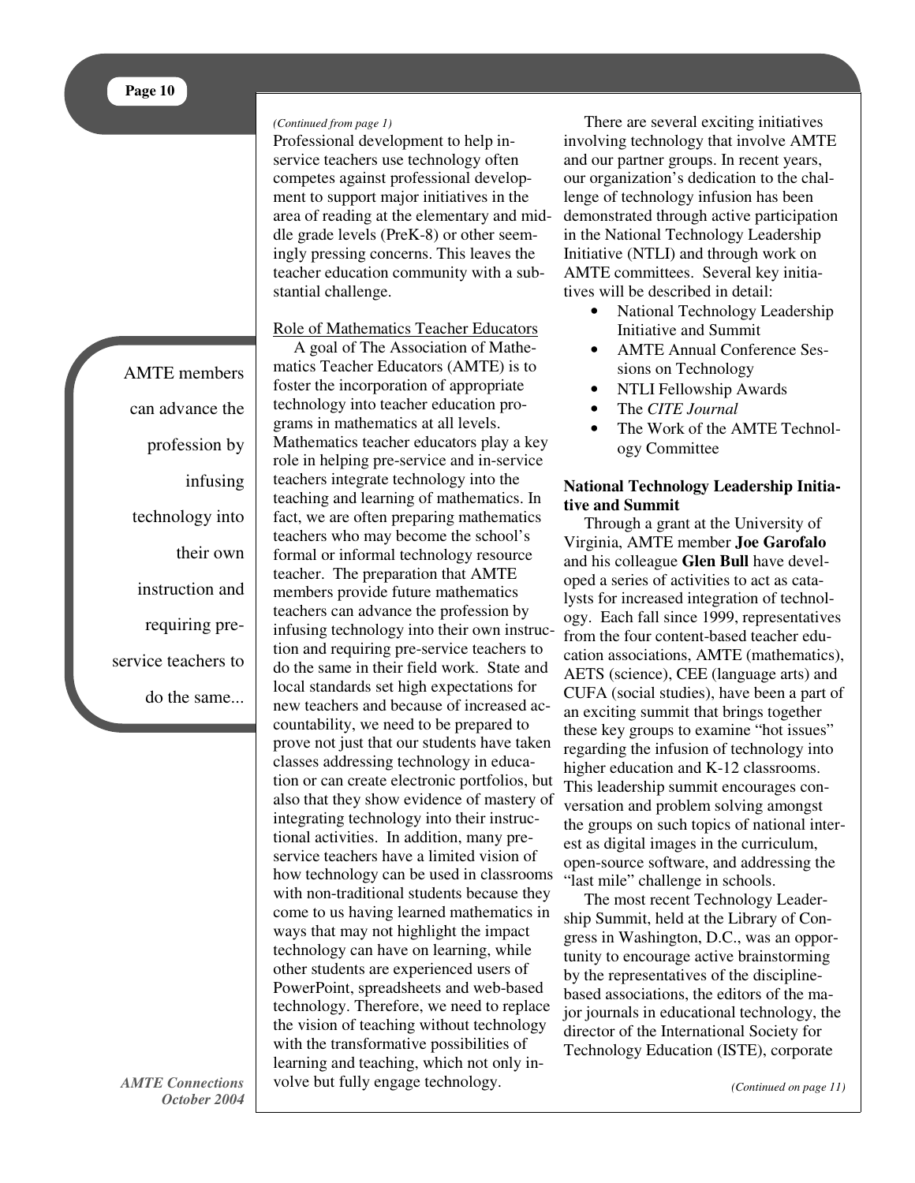*(Continued from page 1)*

Professional development to help in-service teachers use technology often competes against professional development to support major initiatives in the area of reading at the elementary and middle grade levels (PreK-8) or other seemingly pressing concerns. This leaves the teacher education community with a substantial challenge.

AMTE members can advance the profession by infusing technology into their own instruction and requiring pre-service teachers to do the same...

Role of Mathematics Teacher Educators

A goal of The Association of Mathematics Teacher Educators (AMTE) is to foster the incorporation of appropriate technology into teacher education programs in mathematics at all levels. Mathematics teacher educators play a key role in helping pre-service and in-service teachers integrate technology into the teaching and learning of mathematics. In fact, we are often preparing mathematics teachers who may become the school's formal or informal technology resource teacher. The preparation that AMTE members provide future mathematics teachers can advance the profession by infusing technology into their own instruction and requiring pre-service teachers to do the same in their field work. State and local standards set high expectations for new teachers and because of increased accountability, we need to be prepared to prove not just that our students have taken classes addressing technology in education or can create electronic portfolios, but also that they show evidence of mastery of integrating technology into their instructional activities. In addition, many pre-service teachers have a limited vision of how technology can be used in classrooms with non-traditional students because they come to us having learned mathematics in ways that may not highlight the impact technology can have on learning, while other students are experienced users of PowerPoint, spreadsheets and web-based technology. Therefore, we need to replace the vision of teaching without technology with the transformative possibilities of learning and teaching, which not only involve but fully engage technology.

There are several exciting initiatives involving technology that involve AMTE and our partner groups. In recent years, our organization's dedication to the challenge of technology infusion has been demonstrated through active participation in the National Technology Leadership Initiative (NTLI) and through work on AMTE committees. Several key initiatives will be described in detail:

- National Technology Leadership Initiative and Summit
- AMTE Annual Conference Sessions on Technology
- NTLI Fellowship Awards
- The *CITE Journal*
- The Work of the AMTE Technology Committee

**National Technology Leadership Initiative and Summit**

Through a grant at the University of Virginia, AMTE member **Joe Garofalo** and his colleague **Glen Bull** have developed a series of activities to act as catalysts for increased integration of technology. Each fall since 1999, representatives from the four content-based teacher education associations, AMTE (mathematics), AETS (science), CEE (language arts) and CUFA (social studies), have been a part of an exciting summit that brings together these key groups to examine "hot issues" regarding the infusion of technology into higher education and K-12 classrooms. This leadership summit encourages conversation and problem solving amongst the groups on such topics of national interest as digital images in the curriculum, open-source software, and addressing the "last mile" challenge in schools.

The most recent Technology Leadership Summit, held at the Library of Congress in Washington, D.C., was an opportunity to encourage active brainstorming by the representatives of the discipline-based associations, the editors of the major journals in educational technology, the director of the International Society for Technology Education (ISTE), corporate

*(Continued on page 11)*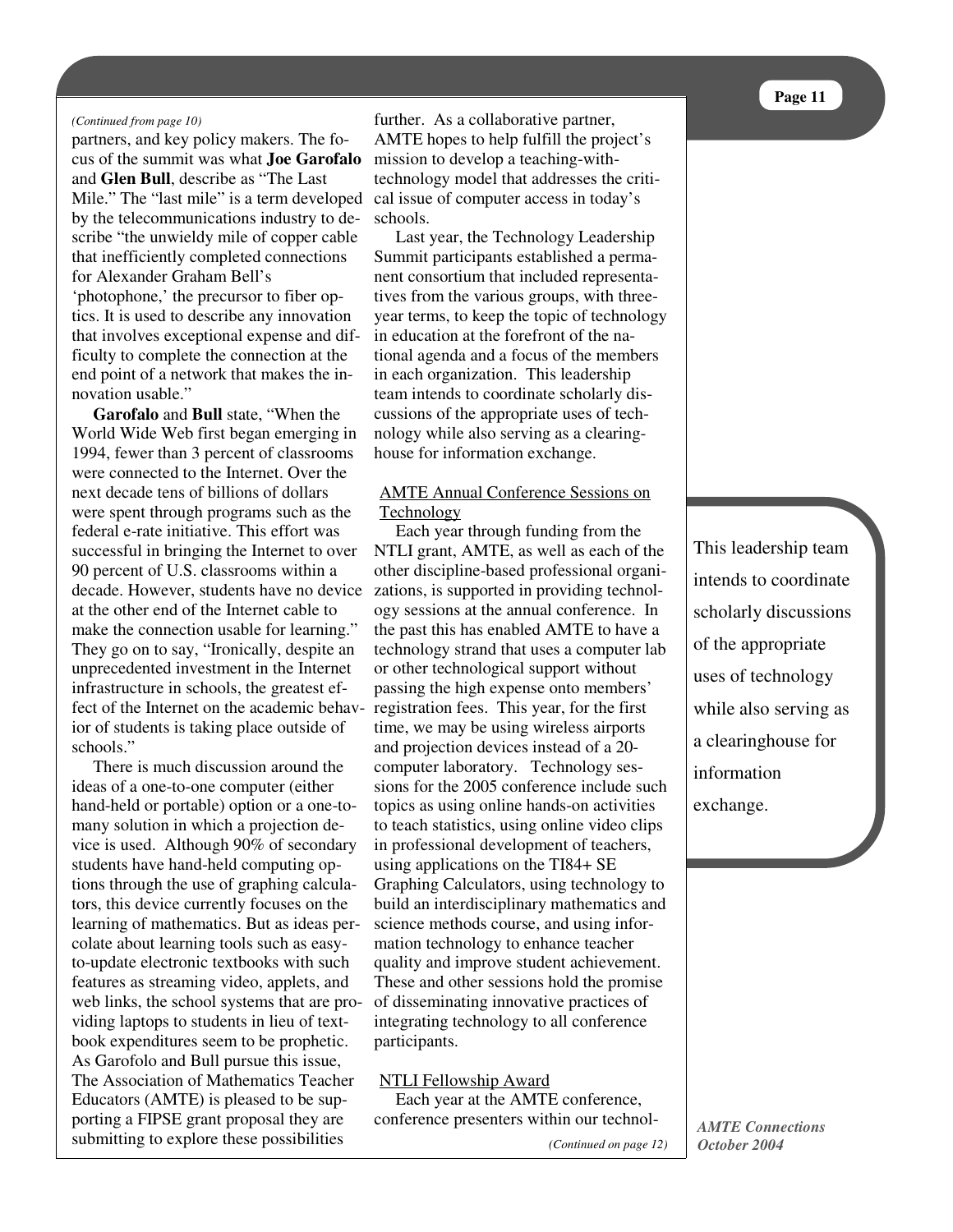*(Continued from page 10)*

partners, and key policy makers. The focus of the summit was what **Joe Garofalo** and **Glen Bull**, describe as "The Last Mile." The "last mile" is a term developed by the telecommunications industry to describe "the unwieldy mile of copper cable that inefficiently completed connections for Alexander Graham Bell's 'photophone,' the precursor to fiber optics. It is used to describe any innovation that involves exceptional expense and difficulty to complete the connection at the end point of a network that makes the innovation usable."

**Garofalo** and **Bull** state, "When the World Wide Web first began emerging in 1994, fewer than 3 percent of classrooms were connected to the Internet. Over the next decade tens of billions of dollars were spent through programs such as the federal e-rate initiative. This effort was successful in bringing the Internet to over 90 percent of U.S. classrooms within a decade. However, students have no device at the other end of the Internet cable to make the connection usable for learning." They go on to say, "Ironically, despite an unprecedented investment in the Internet infrastructure in schools, the greatest effect of the Internet on the academic behavior of students is taking place outside of schools."

There is much discussion around the ideas of a one-to-one computer (either hand-held or portable) option or a one-to-many solution in which a projection device is used. Although 90% of secondary students have hand-held computing options through the use of graphing calculators, this device currently focuses on the learning of mathematics. But as ideas percolate about learning tools such as easy-to-update electronic textbooks with such features as streaming video, applets, and web links, the school systems that are providing laptops to students in lieu of textbook expenditures seem to be prophetic. As Garofolo and Bull pursue this issue, The Association of Mathematics Teacher Educators (AMTE) is pleased to be supporting a FIPSE grant proposal they are submitting to explore these possibilities further. As a collaborative partner, AMTE hopes to help fulfill the project's mission to develop a teaching-with-technology model that addresses the critical issue of computer access in today's schools.

Last year, the Technology Leadership Summit participants established a permanent consortium that included representatives from the various groups, with three-year terms, to keep the topic of technology in education at the forefront of the national agenda and a focus of the members in each organization. This leadership team intends to coordinate scholarly discussions of the appropriate uses of technology while also serving as a clearinghouse for information exchange.

> This leadership team intends to coordinate scholarly discussions of the appropriate uses of technology while also serving as a clearinghouse for information exchange.

### AMTE Annual Conference Sessions on Technology

Each year through funding from the NTLI grant, AMTE, as well as each of the other discipline-based professional organizations, is supported in providing technology sessions at the annual conference. In the past this has enabled AMTE to have a technology strand that uses a computer lab or other technological support without passing the high expense onto members' registration fees. This year, for the first time, we may be using wireless airports and projection devices instead of a 20-computer laboratory. Technology sessions for the 2005 conference include such topics as using online hands-on activities to teach statistics, using online video clips in professional development of teachers, using applications on the TI84+ SE Graphing Calculators, using technology to build an interdisciplinary mathematics and science methods course, and using information technology to enhance teacher quality and improve student achievement. These and other sessions hold the promise of disseminating innovative practices of integrating technology to all conference participants.

### NTLI Fellowship Award

Each year at the AMTE conference, conference presenters within our technol-

*(Continued on page 12)*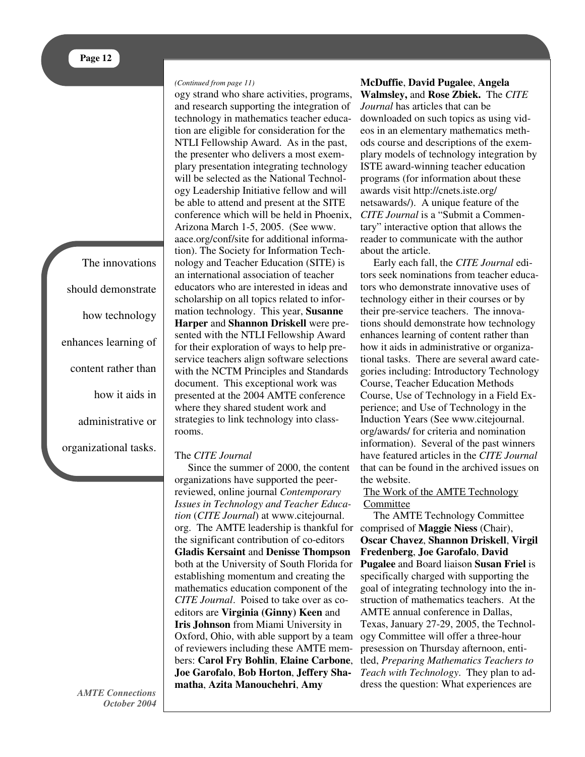*(Continued from page 11)*

ogy strand who share activities, programs, and research supporting the integration of technology in mathematics teacher education are eligible for consideration for the NTLI Fellowship Award. As in the past, the presenter who delivers a most exemplary presentation integrating technology will be selected as the National Technology Leadership Initiative fellow and will be able to attend and present at the SITE conference which will be held in Phoenix, Arizona March 1-5, 2005. (See www.aace.org/conf/site for additional information). The Society for Information Technology and Teacher Education (SITE) is an international association of teacher educators who are interested in ideas and scholarship on all topics related to information technology. This year, **Susanne Harper** and **Shannon Driskell** were presented with the NTLI Fellowship Award for their exploration of ways to help preservice teachers align software selections with the NCTM Principles and Standards document. This exceptional work was presented at the 2004 AMTE conference where they shared student work and strategies to link technology into classrooms.

The innovations should demonstrate how technology enhances learning of content rather than how it aids in administrative or organizational tasks.

The *CITE Journal*

Since the summer of 2000, the content organizations have supported the peer-reviewed, online journal *Contemporary Issues in Technology and Teacher Education* (*CITE Journal*) at www.citejournal.org. The AMTE leadership is thankful for the significant contribution of co-editors **Gladis Kersaint** and **Denisse Thompson** both at the University of South Florida for establishing momentum and creating the mathematics education component of the *CITE Journal*. Poised to take over as co-editors are **Virginia (Ginny) Keen** and **Iris Johnson** from Miami University in Oxford, Ohio, with able support by a team of reviewers including these AMTE members: **Carol Fry Bohlin**, **Elaine Carbone**, **Joe Garofalo**, **Bob Horton**, **Jeffery Shamatha**, **Azita Manouchehri**, **Amy McDuffie**, **David Pugalee**, **Angela Walmsley,** and **Rose Zbiek.** The *CITE Journal* has articles that can be downloaded on such topics as using videos in an elementary mathematics methods course and descriptions of the exemplary models of technology integration by ISTE award-winning teacher education programs (for information about these awards visit http://cnets.iste.org/netsawards/). A unique feature of the *CITE Journal* is a "Submit a Commentary" interactive option that allows the reader to communicate with the author about the article.

Early each fall, the *CITE Journal* editors seek nominations from teacher educators who demonstrate innovative uses of technology either in their courses or by their pre-service teachers. The innovations should demonstrate how technology enhances learning of content rather than how it aids in administrative or organizational tasks. There are several award categories including: Introductory Technology Course, Teacher Education Methods Course, Use of Technology in a Field Experience; and Use of Technology in the Induction Years (See www.citejournal.org/awards/ for criteria and nomination information). Several of the past winners have featured articles in the *CITE Journal* that can be found in the archived issues on the website.

<u>The Work of the AMTE Technology Committee</u>

The AMTE Technology Committee comprised of **Maggie Niess** (Chair), **Oscar Chavez**, **Shannon Driskell**, **Virgil Fredenberg**, **Joe Garofalo**, **David Pugalee** and Board liaison **Susan Friel** is specifically charged with supporting the goal of integrating technology into the instruction of mathematics teachers. At the AMTE annual conference in Dallas, Texas, January 27-29, 2005, the Technology Committee will offer a three-hour presession on Thursday afternoon, entitled, *Preparing Mathematics Teachers to Teach with Technology*. They plan to address the question: What experiences are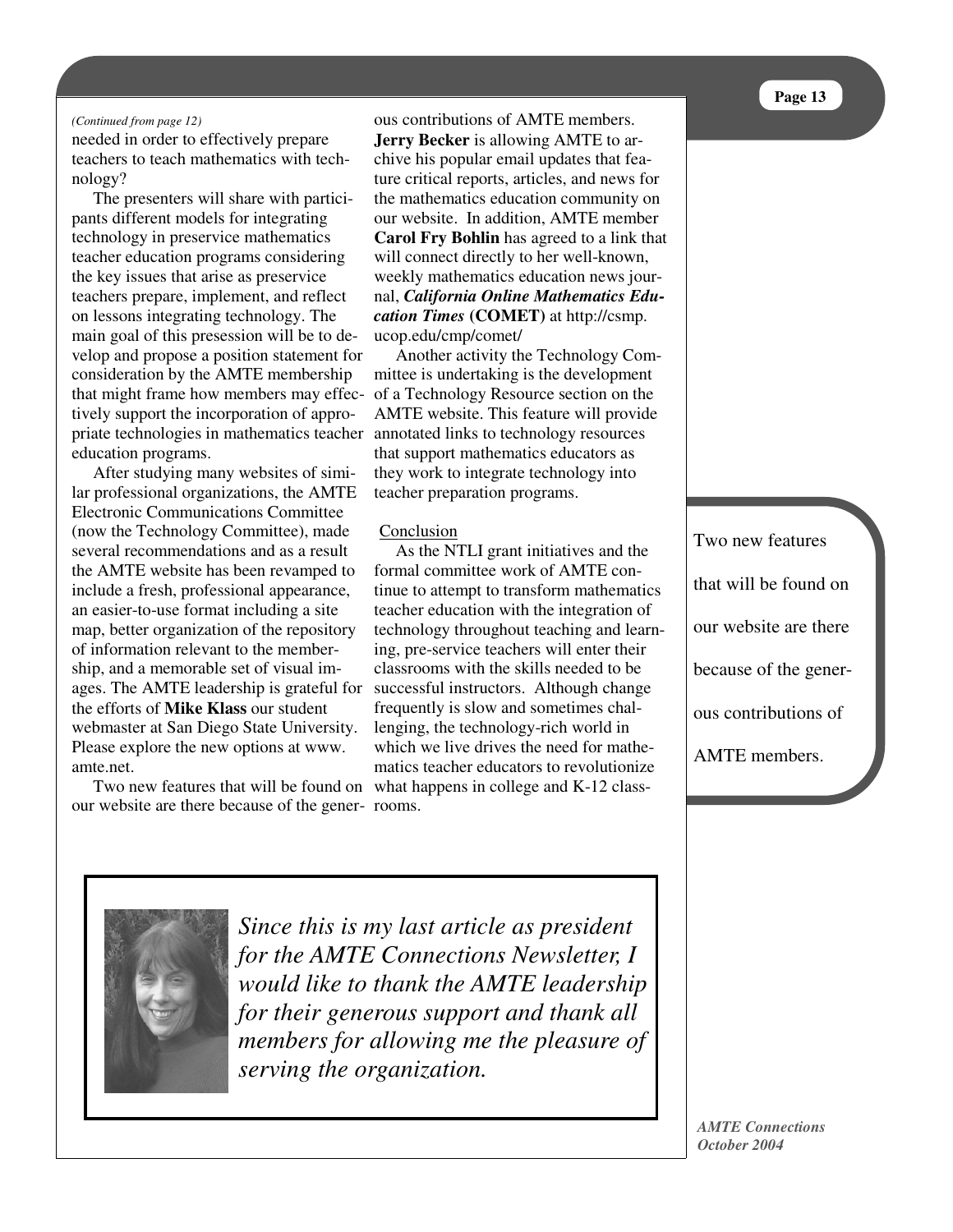*(Continued from page 12)*

needed in order to effectively prepare teachers to teach mathematics with technology?

The presenters will share with participants different models for integrating technology in preservice mathematics teacher education programs considering the key issues that arise as preservice teachers prepare, implement, and reflect on lessons integrating technology. The main goal of this presession will be to develop and propose a position statement for consideration by the AMTE membership that might frame how members may effectively support the incorporation of appropriate technologies in mathematics teacher education programs.

After studying many websites of similar professional organizations, the AMTE Electronic Communications Committee (now the Technology Committee), made several recommendations and as a result the AMTE website has been revamped to include a fresh, professional appearance, an easier-to-use format including a site map, better organization of the repository of information relevant to the membership, and a memorable set of visual images. The AMTE leadership is grateful for the efforts of **Mike Klass** our student webmaster at San Diego State University. Please explore the new options at www.amte.net.

Two new features that will be found on our website are there because of the generous contributions of AMTE members. **Jerry Becker** is allowing AMTE to archive his popular email updates that feature critical reports, articles, and news for the mathematics education community on our website. In addition, AMTE member **Carol Fry Bohlin** has agreed to a link that will connect directly to her well-known, weekly mathematics education news journal, ***California Online Mathematics Education Times* (COMET)** at http://csmp.ucop.edu/cmp/comet/

Another activity the Technology Committee is undertaking is the development of a Technology Resource section on the AMTE website. This feature will provide annotated links to technology resources that support mathematics educators as they work to integrate technology into teacher preparation programs.

Conclusion

As the NTLI grant initiatives and the formal committee work of AMTE continue to attempt to transform mathematics teacher education with the integration of technology throughout teaching and learning, pre-service teachers will enter their classrooms with the skills needed to be successful instructors. Although change frequently is slow and sometimes challenging, the technology-rich world in which we live drives the need for mathematics teacher educators to revolutionize what happens in college and K-12 classrooms.

> Two new features that will be found on our website are there because of the generous contributions of AMTE members.

*Since this is my last article as president for the AMTE Connections Newsletter, I would like to thank the AMTE leadership for their generous support and thank all members for allowing me the pleasure of serving the organization.*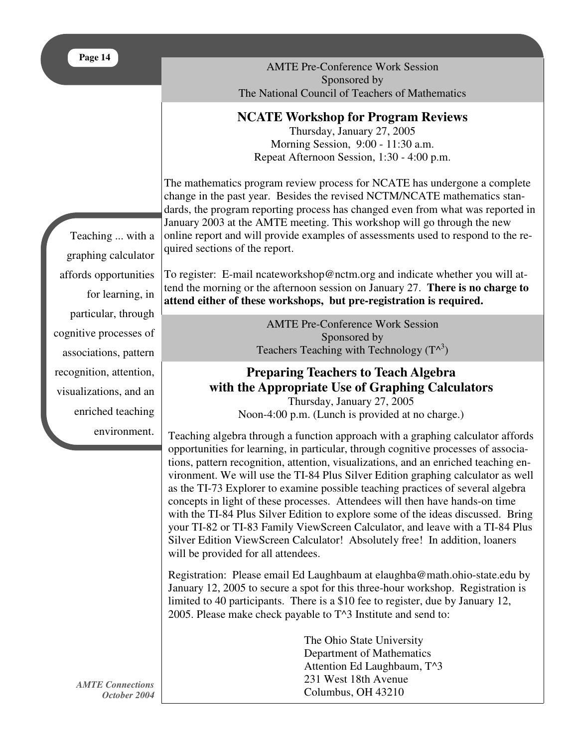AMTE Pre-Conference Work Session
Sponsored by
The National Council of Teachers of Mathematics

## NCATE Workshop for Program Reviews

Thursday, January 27, 2005
Morning Session, 9:00 - 11:30 a.m.
Repeat Afternoon Session, 1:30 - 4:00 p.m.

The mathematics program review process for NCATE has undergone a complete change in the past year. Besides the revised NCTM/NCATE mathematics standards, the program reporting process has changed even from what was reported in January 2003 at the AMTE meeting. This workshop will go through the new online report and will provide examples of assessments used to respond to the required sections of the report.

To register: E-mail ncateworkshop@nctm.org and indicate whether you will attend the morning or the afternoon session on January 27. **There is no charge to attend either of these workshops, but pre-registration is required.**

> Teaching ... with a graphing calculator affords opportunities for learning, in particular, through cognitive processes of associations, pattern recognition, attention, visualizations, and an enriched teaching environment.

AMTE Pre-Conference Work Session
Sponsored by
Teachers Teaching with Technology (T^3)

## Preparing Teachers to Teach Algebra with the Appropriate Use of Graphing Calculators

Thursday, January 27, 2005
Noon-4:00 p.m. (Lunch is provided at no charge.)

Teaching algebra through a function approach with a graphing calculator affords opportunities for learning, in particular, through cognitive processes of associations, pattern recognition, attention, visualizations, and an enriched teaching environment. We will use the TI-84 Plus Silver Edition graphing calculator as well as the TI-73 Explorer to examine possible teaching practices of several algebra concepts in light of these processes. Attendees will then have hands-on time with the TI-84 Plus Silver Edition to explore some of the ideas discussed. Bring your TI-82 or TI-83 Family ViewScreen Calculator, and leave with a TI-84 Plus Silver Edition ViewScreen Calculator! Absolutely free! In addition, loaners will be provided for all attendees.

Registration: Please email Ed Laughbaum at elaughba@math.ohio-state.edu by January 12, 2005 to secure a spot for this three-hour workshop. Registration is limited to 40 participants. There is a $10 fee to register, due by January 12, 2005. Please make check payable to T^3 Institute and send to:

The Ohio State University
Department of Mathematics
Attention Ed Laughbaum, T^3
231 West 18th Avenue
Columbus, OH 43210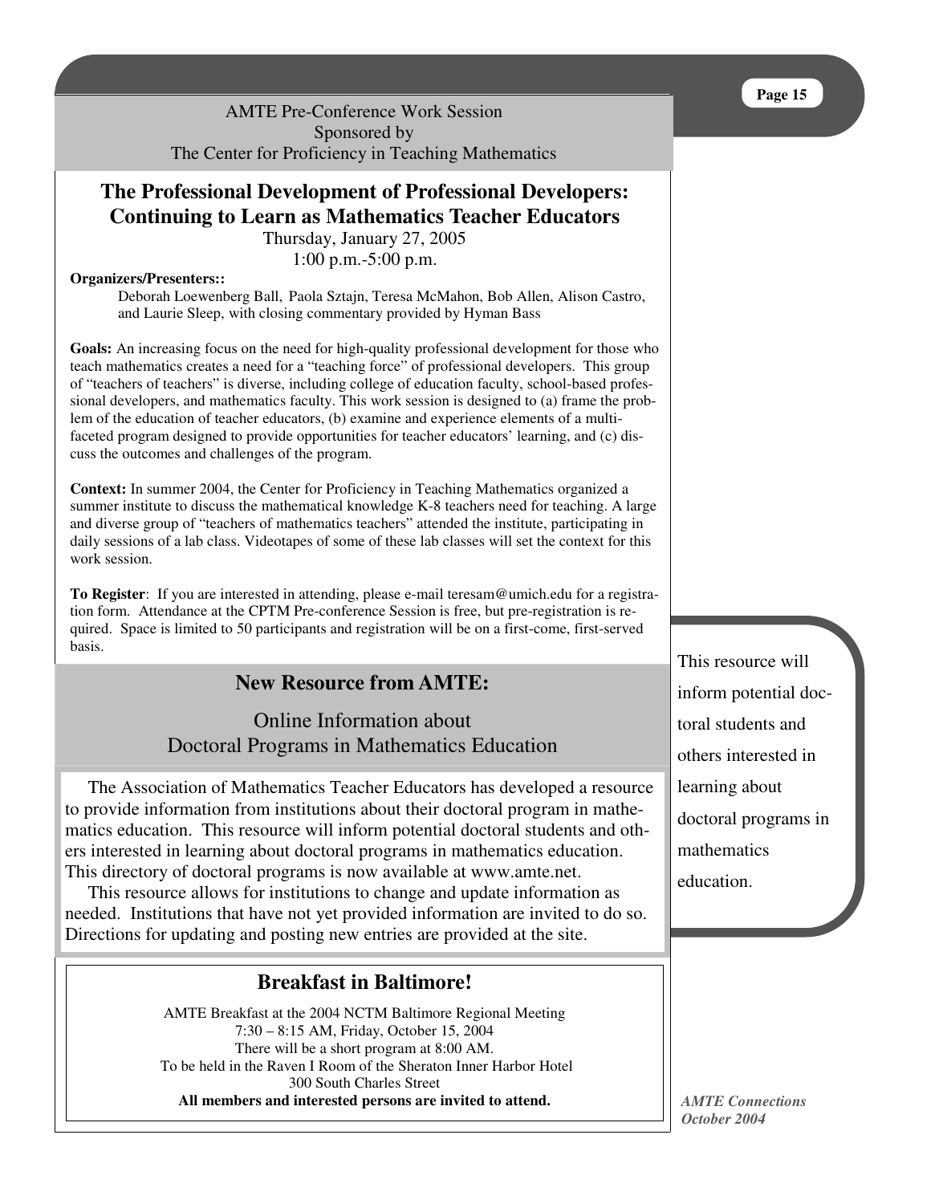AMTE Pre-Conference Work Session
Sponsored by
The Center for Proficiency in Teaching Mathematics

## The Professional Development of Professional Developers: Continuing to Learn as Mathematics Teacher Educators

Thursday, January 27, 2005
1:00 p.m.-5:00 p.m.

**Organizers/Presenters::**
Deborah Loewenberg Ball, Paola Sztajn, Teresa McMahon, Bob Allen, Alison Castro, and Laurie Sleep, with closing commentary provided by Hyman Bass

**Goals:** An increasing focus on the need for high-quality professional development for those who teach mathematics creates a need for a "teaching force" of professional developers. This group of "teachers of teachers" is diverse, including college of education faculty, school-based professional developers, and mathematics faculty. This work session is designed to (a) frame the problem of the education of teacher educators, (b) examine and experience elements of a multi-faceted program designed to provide opportunities for teacher educators' learning, and (c) discuss the outcomes and challenges of the program.

**Context:** In summer 2004, the Center for Proficiency in Teaching Mathematics organized a summer institute to discuss the mathematical knowledge K-8 teachers need for teaching. A large and diverse group of "teachers of mathematics teachers" attended the institute, participating in daily sessions of a lab class. Videotapes of some of these lab classes will set the context for this work session.

**To Register**: If you are interested in attending, please e-mail teresam@umich.edu for a registration form. Attendance at the CPTM Pre-conference Session is free, but pre-registration is required. Space is limited to 50 participants and registration will be on a first-come, first-served basis.

## New Resource from AMTE:

### Online Information about Doctoral Programs in Mathematics Education

The Association of Mathematics Teacher Educators has developed a resource to provide information from institutions about their doctoral program in mathematics education. This resource will inform potential doctoral students and others interested in learning about doctoral programs in mathematics education. This directory of doctoral programs is now available at www.amte.net.

This resource allows for institutions to change and update information as needed. Institutions that have not yet provided information are invited to do so. Directions for updating and posting new entries are provided at the site.

This resource will inform potential doctoral students and others interested in learning about doctoral programs in mathematics education.

## Breakfast in Baltimore!

AMTE Breakfast at the 2004 NCTM Baltimore Regional Meeting
7:30 – 8:15 AM, Friday, October 15, 2004
There will be a short program at 8:00 AM.
To be held in the Raven I Room of the Sheraton Inner Harbor Hotel
300 South Charles Street
**All members and interested persons are invited to attend.**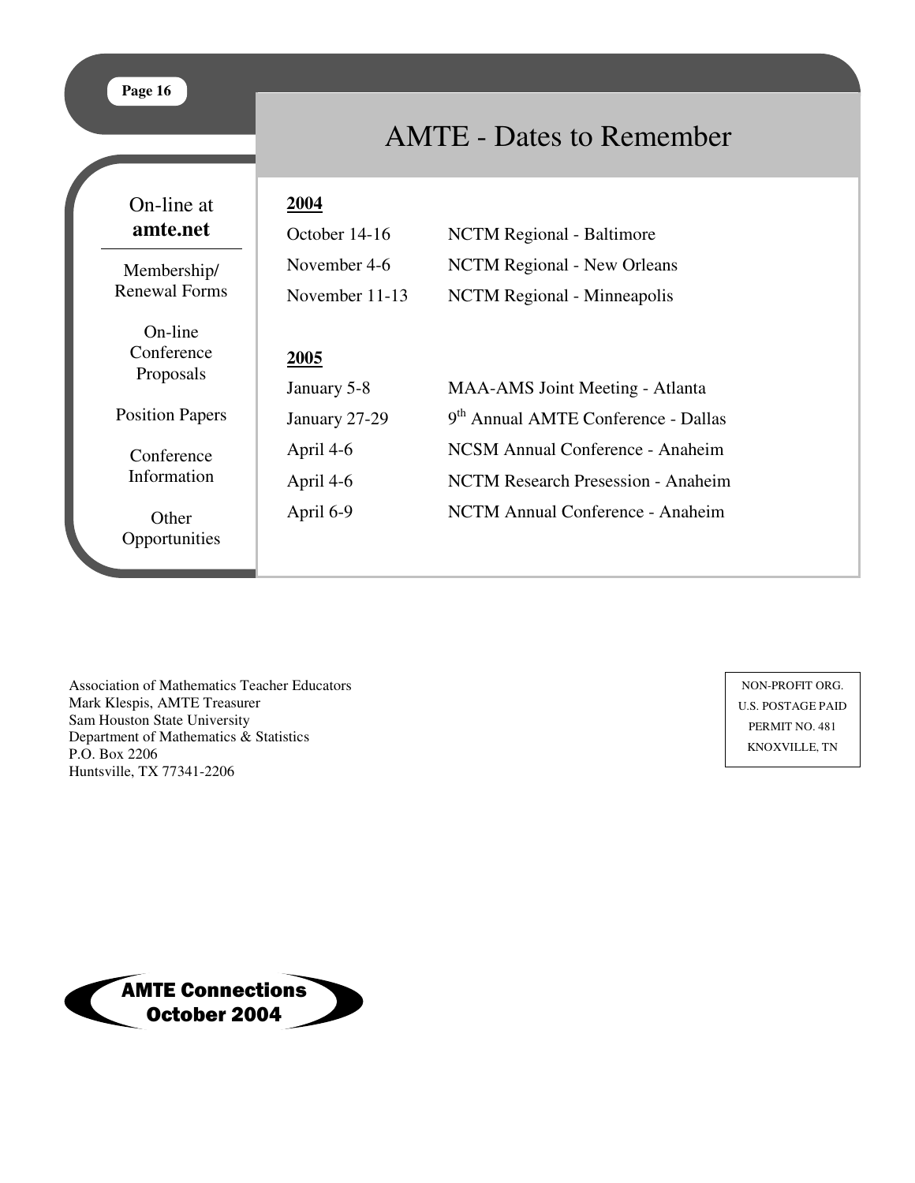# AMTE - Dates to Remember

On-line at **amte.net**

Membership/ Renewal Forms

On-line Conference Proposals

Position Papers

Conference Information

Other Opportunities

**2004**

| | |
|---|---|
| October 14-16 | NCTM Regional - Baltimore |
| November 4-6 | NCTM Regional - New Orleans |
| November 11-13 | NCTM Regional - Minneapolis |

**2005**

| | |
|---|---|
| January 5-8 | MAA-AMS Joint Meeting - Atlanta |
| January 27-29 | 9th Annual AMTE Conference - Dallas |
| April 4-6 | NCSM Annual Conference - Anaheim |
| April 4-6 | NCTM Research Presession - Anaheim |
| April 6-9 | NCTM Annual Conference - Anaheim |

Association of Mathematics Teacher Educators
Mark Klespis, AMTE Treasurer
Sam Houston State University
Department of Mathematics & Statistics
P.O. Box 2206
Huntsville, TX 77341-2206

NON-PROFIT ORG.
U.S. POSTAGE PAID
PERMIT NO. 481
KNOXVILLE, TN

AMTE Connections
October 2004